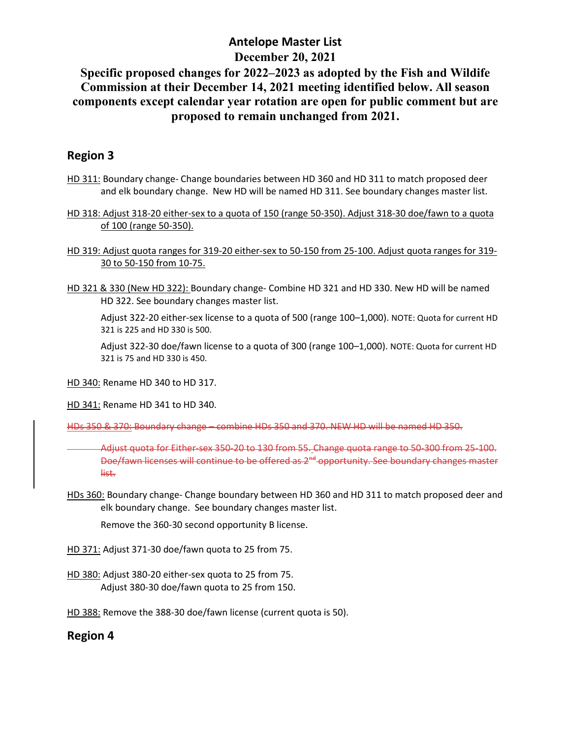# Antelope Master List

## December 20, 2021

## Specific proposed changes for 2022–2023 as adopted by the Fish and Wildlife Commission at their December 14, 2021 meeting identified below. All season components except calendar year rotation are open for public comment but are proposed to remain unchanged from 2021.

## Region 3

<u>HD 311:</u> Boundary change- Change boundaries between HD 360 and HD 311 to match proposed deer and elk boundary change. New HD will be named HD 311. See boundary changes master list.

<u>HD 318: Adjust 318-20 either-sex to a quota of 150 (range 50-350). Adjust 318-30 doe/fawn to a quota of 100 (range 50-350).</u>

<u>HD 319: Adjust quota ranges for 319-20 either-sex to 50-150 from 25-100. Adjust quota ranges for 319-30 to 50-150 from 10-75.</u>

<u>HD 321 & 330 (New HD 322):</u> Boundary change- Combine HD 321 and HD 330. New HD will be named HD 322. See boundary changes master list.

Adjust 322-20 either-sex license to a quota of 500 (range 100–1,000). NOTE: Quota for current HD 321 is 225 and HD 330 is 500.

Adjust 322-30 doe/fawn license to a quota of 300 (range 100–1,000). NOTE: Quota for current HD 321 is 75 and HD 330 is 450.

<u>HD 340:</u> Rename HD 340 to HD 317.

<u>HD 341:</u> Rename HD 341 to HD 340.

~~HDs 350 & 370: Boundary change – combine HDs 350 and 370. NEW HD will be named HD 350.~~

~~Adjust quota for Either-sex 350-20 to 130 from 55. Change quota range to 50-300 from 25-100. Doe/fawn licenses will continue to be offered as 2nd opportunity. See boundary changes master list.~~

<u>HDs 360:</u> Boundary change- Change boundary between HD 360 and HD 311 to match proposed deer and elk boundary change. See boundary changes master list.

Remove the 360-30 second opportunity B license.

<u>HD 371:</u> Adjust 371-30 doe/fawn quota to 25 from 75.

<u>HD 380:</u> Adjust 380-20 either-sex quota to 25 from 75.
Adjust 380-30 doe/fawn quota to 25 from 150.

<u>HD 388:</u> Remove the 388-30 doe/fawn license (current quota is 50).

## Region 4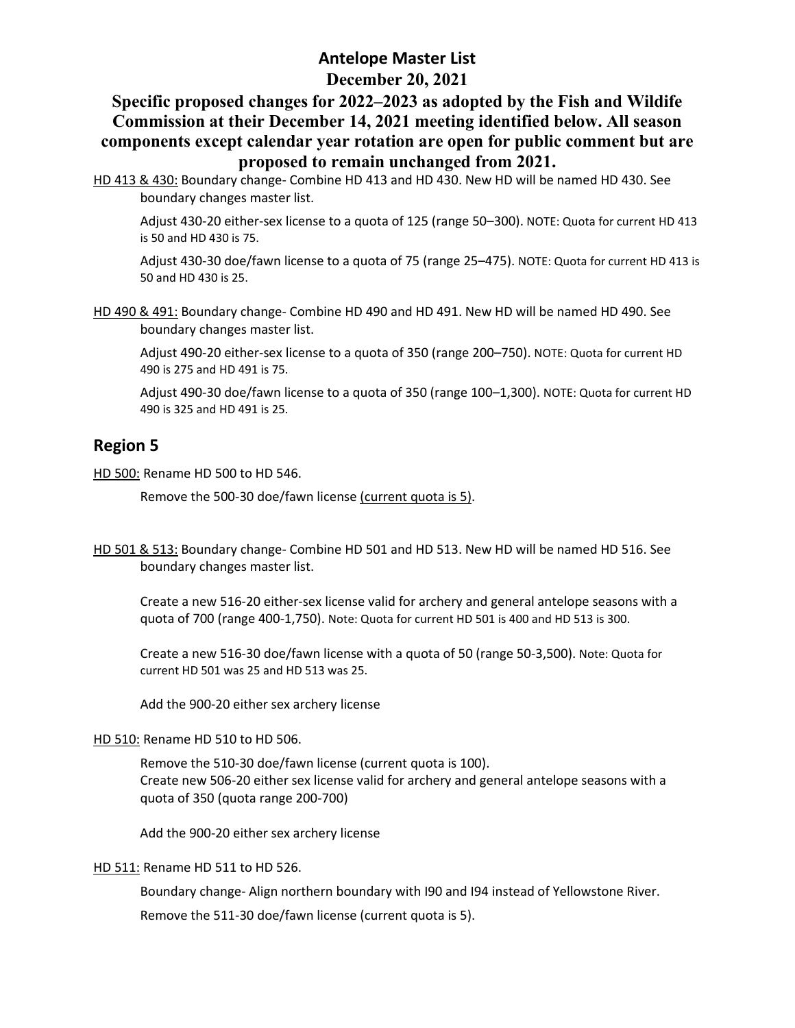# Antelope Master List

## December 20, 2021

## Specific proposed changes for 2022–2023 as adopted by the Fish and Wildlife Commission at their December 14, 2021 meeting identified below. All season components except calendar year rotation are open for public comment but are proposed to remain unchanged from 2021.

HD 413 & 430: Boundary change- Combine HD 413 and HD 430. New HD will be named HD 430. See boundary changes master list.

> Adjust 430-20 either-sex license to a quota of 125 (range 50–300). NOTE: Quota for current HD 413 is 50 and HD 430 is 75.
>
> Adjust 430-30 doe/fawn license to a quota of 75 (range 25–475). NOTE: Quota for current HD 413 is 50 and HD 430 is 25.

HD 490 & 491: Boundary change- Combine HD 490 and HD 491. New HD will be named HD 490. See boundary changes master list.

> Adjust 490-20 either-sex license to a quota of 350 (range 200–750). NOTE: Quota for current HD 490 is 275 and HD 491 is 75.
>
> Adjust 490-30 doe/fawn license to a quota of 350 (range 100–1,300). NOTE: Quota for current HD 490 is 325 and HD 491 is 25.

## Region 5

HD 500: Rename HD 500 to HD 546.

> Remove the 500-30 doe/fawn license (current quota is 5).

HD 501 & 513: Boundary change- Combine HD 501 and HD 513. New HD will be named HD 516. See boundary changes master list.

> Create a new 516-20 either-sex license valid for archery and general antelope seasons with a quota of 700 (range 400-1,750). Note: Quota for current HD 501 is 400 and HD 513 is 300.
>
> Create a new 516-30 doe/fawn license with a quota of 50 (range 50-3,500). Note: Quota for current HD 501 was 25 and HD 513 was 25.
>
> Add the 900-20 either sex archery license

HD 510: Rename HD 510 to HD 506.

> Remove the 510-30 doe/fawn license (current quota is 100).
> Create new 506-20 either sex license valid for archery and general antelope seasons with a quota of 350 (quota range 200-700)
>
> Add the 900-20 either sex archery license

HD 511: Rename HD 511 to HD 526.

> Boundary change- Align northern boundary with I90 and I94 instead of Yellowstone River.
>
> Remove the 511-30 doe/fawn license (current quota is 5).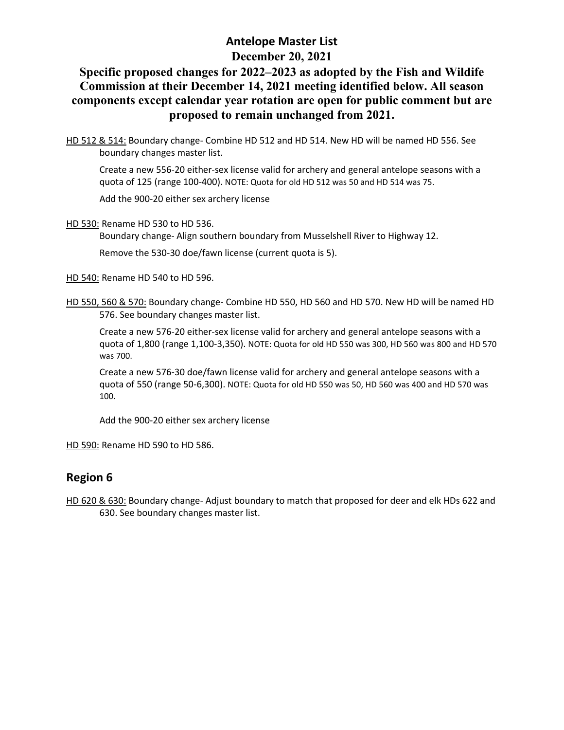# Antelope Master List

## December 20, 2021

## Specific proposed changes for 2022–2023 as adopted by the Fish and Wildlife Commission at their December 14, 2021 meeting identified below. All season components except calendar year rotation are open for public comment but are proposed to remain unchanged from 2021.

HD 512 & 514: Boundary change- Combine HD 512 and HD 514. New HD will be named HD 556. See boundary changes master list.

> Create a new 556-20 either-sex license valid for archery and general antelope seasons with a quota of 125 (range 100-400). NOTE: Quota for old HD 512 was 50 and HD 514 was 75.
>
> Add the 900-20 either sex archery license

HD 530: Rename HD 530 to HD 536.

> Boundary change- Align southern boundary from Musselshell River to Highway 12.
>
> Remove the 530-30 doe/fawn license (current quota is 5).

HD 540: Rename HD 540 to HD 596.

HD 550, 560 & 570: Boundary change- Combine HD 550, HD 560 and HD 570. New HD will be named HD 576. See boundary changes master list.

> Create a new 576-20 either-sex license valid for archery and general antelope seasons with a quota of 1,800 (range 1,100-3,350). NOTE: Quota for old HD 550 was 300, HD 560 was 800 and HD 570 was 700.
>
> Create a new 576-30 doe/fawn license valid for archery and general antelope seasons with a quota of 550 (range 50-6,300). NOTE: Quota for old HD 550 was 50, HD 560 was 400 and HD 570 was 100.
>
> Add the 900-20 either sex archery license

HD 590: Rename HD 590 to HD 586.

## Region 6

HD 620 & 630: Boundary change- Adjust boundary to match that proposed for deer and elk HDs 622 and 630. See boundary changes master list.